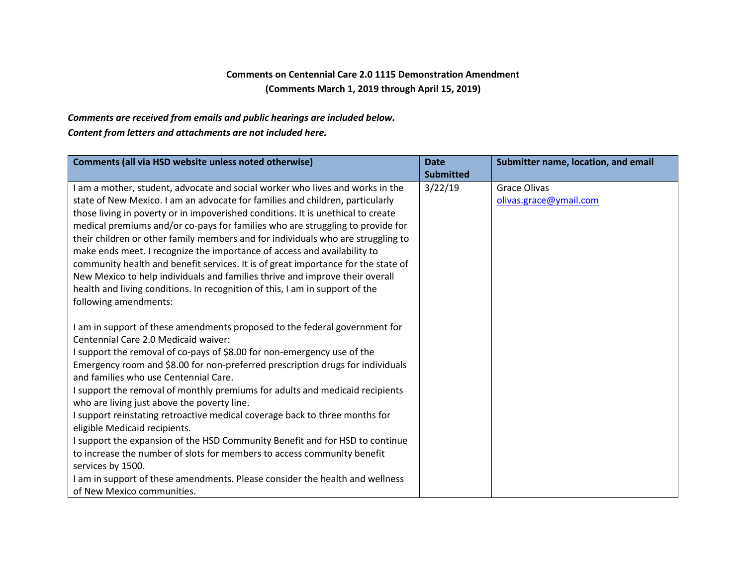**Comments on Centennial Care 2.0 1115 Demonstration Amendment**
**(Comments March 1, 2019 through April 15, 2019)**

***Comments are received from emails and public hearings are included below.***
***Content from letters and attachments are not included here.***

| Comments (all via HSD website unless noted otherwise) | Date Submitted | Submitter name, location, and email |
|---|---|---|
| I am a mother, student, advocate and social worker who lives and works in the state of New Mexico. I am an advocate for families and children, particularly those living in poverty or in impoverished conditions. It is unethical to create medical premiums and/or co-pays for families who are struggling to provide for their children or other family members and for individuals who are struggling to make ends meet. I recognize the importance of access and availability to community health and benefit services. It is of great importance for the state of New Mexico to help individuals and families thrive and improve their overall health and living conditions. In recognition of this, I am in support of the following amendments:<br><br>I am in support of these amendments proposed to the federal government for Centennial Care 2.0 Medicaid waiver:<br>I support the removal of co-pays of $8.00 for non-emergency use of the Emergency room and $8.00 for non-preferred prescription drugs for individuals and families who use Centennial Care.<br>I support the removal of monthly premiums for adults and medicaid recipients who are living just above the poverty line.<br>I support reinstating retroactive medical coverage back to three months for eligible Medicaid recipients.<br>I support the expansion of the HSD Community Benefit and for HSD to continue to increase the number of slots for members to access community benefit services by 1500.<br>I am in support of these amendments. Please consider the health and wellness of New Mexico communities. | 3/22/19 | Grace Olivas<br>olivas.grace@ymail.com |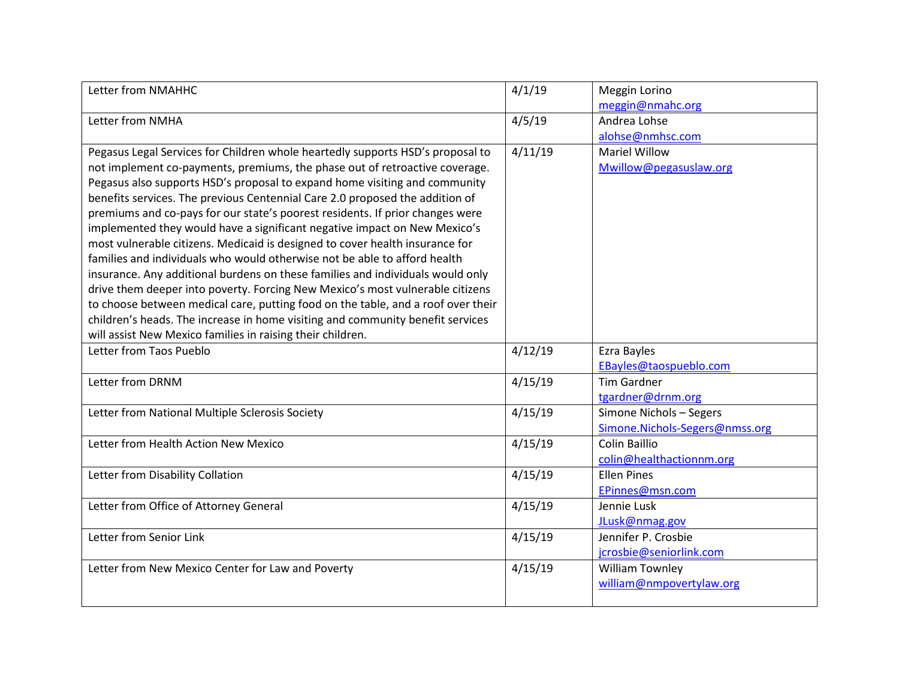| Letter from NMAHHC | 4/1/19 | Meggin Lorino<br>meggin@nmahc.org |
|---|---|---|
| Letter from NMHA | 4/5/19 | Andrea Lohse<br>alohse@nmhsc.com |
| Pegasus Legal Services for Children whole heartedly supports HSD's proposal to not implement co-payments, premiums, the phase out of retroactive coverage. Pegasus also supports HSD's proposal to expand home visiting and community benefits services. The previous Centennial Care 2.0 proposed the addition of premiums and co-pays for our state's poorest residents. If prior changes were implemented they would have a significant negative impact on New Mexico's most vulnerable citizens. Medicaid is designed to cover health insurance for families and individuals who would otherwise not be able to afford health insurance. Any additional burdens on these families and individuals would only drive them deeper into poverty. Forcing New Mexico's most vulnerable citizens to choose between medical care, putting food on the table, and a roof over their children's heads. The increase in home visiting and community benefit services will assist New Mexico families in raising their children. | 4/11/19 | Mariel Willow<br>Mwillow@pegasuslaw.org |
| Letter from Taos Pueblo | 4/12/19 | Ezra Bayles<br>EBayles@taospueblo.com |
| Letter from DRNM | 4/15/19 | Tim Gardner<br>tgardner@drnm.org |
| Letter from National Multiple Sclerosis Society | 4/15/19 | Simone Nichols – Segers<br>Simone.Nichols-Segers@nmss.org |
| Letter from Health Action New Mexico | 4/15/19 | Colin Baillio<br>colin@healthactionnm.org |
| Letter from Disability Collation | 4/15/19 | Ellen Pines<br>EPinnes@msn.com |
| Letter from Office of Attorney General | 4/15/19 | Jennie Lusk<br>JLusk@nmag.gov |
| Letter from Senior Link | 4/15/19 | Jennifer P. Crosbie<br>jcrosbie@seniorlink.com |
| Letter from New Mexico Center for Law and Poverty | 4/15/19 | William Townley<br>william@nmpovertylaw.org |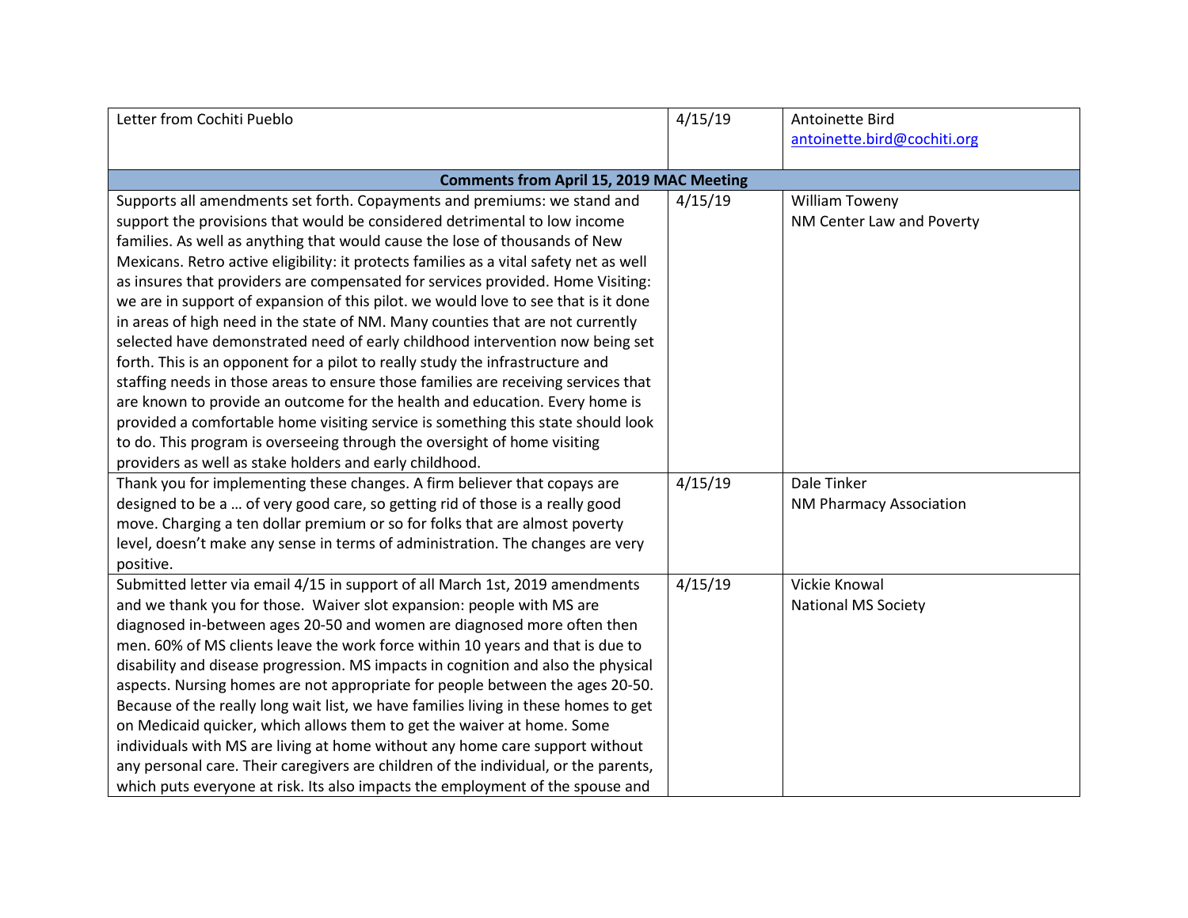| | | |
|---|---|---|
| Letter from Cochiti Pueblo | 4/15/19 | Antoinette Bird<br>antoinette.bird@cochiti.org |
| **Comments from April 15, 2019 MAC Meeting** | | |
| Supports all amendments set forth. Copayments and premiums: we stand and support the provisions that would be considered detrimental to low income families. As well as anything that would cause the lose of thousands of New Mexicans. Retro active eligibility: it protects families as a vital safety net as well as insures that providers are compensated for services provided. Home Visiting: we are in support of expansion of this pilot. we would love to see that is it done in areas of high need in the state of NM. Many counties that are not currently selected have demonstrated need of early childhood intervention now being set forth. This is an opponent for a pilot to really study the infrastructure and staffing needs in those areas to ensure those families are receiving services that are known to provide an outcome for the health and education. Every home is provided a comfortable home visiting service is something this state should look to do. This program is overseeing through the oversight of home visiting providers as well as stake holders and early childhood. | 4/15/19 | William Toweny<br>NM Center Law and Poverty |
| Thank you for implementing these changes. A firm believer that copays are designed to be a … of very good care, so getting rid of those is a really good move. Charging a ten dollar premium or so for folks that are almost poverty level, doesn't make any sense in terms of administration. The changes are very positive. | 4/15/19 | Dale Tinker<br>NM Pharmacy Association |
| Submitted letter via email 4/15 in support of all March 1st, 2019 amendments and we thank you for those. Waiver slot expansion: people with MS are diagnosed in-between ages 20-50 and women are diagnosed more often then men. 60% of MS clients leave the work force within 10 years and that is due to disability and disease progression. MS impacts in cognition and also the physical aspects. Nursing homes are not appropriate for people between the ages 20-50. Because of the really long wait list, we have families living in these homes to get on Medicaid quicker, which allows them to get the waiver at home. Some individuals with MS are living at home without any home care support without any personal care. Their caregivers are children of the individual, or the parents, which puts everyone at risk. Its also impacts the employment of the spouse and | 4/15/19 | Vickie Knowal<br>National MS Society |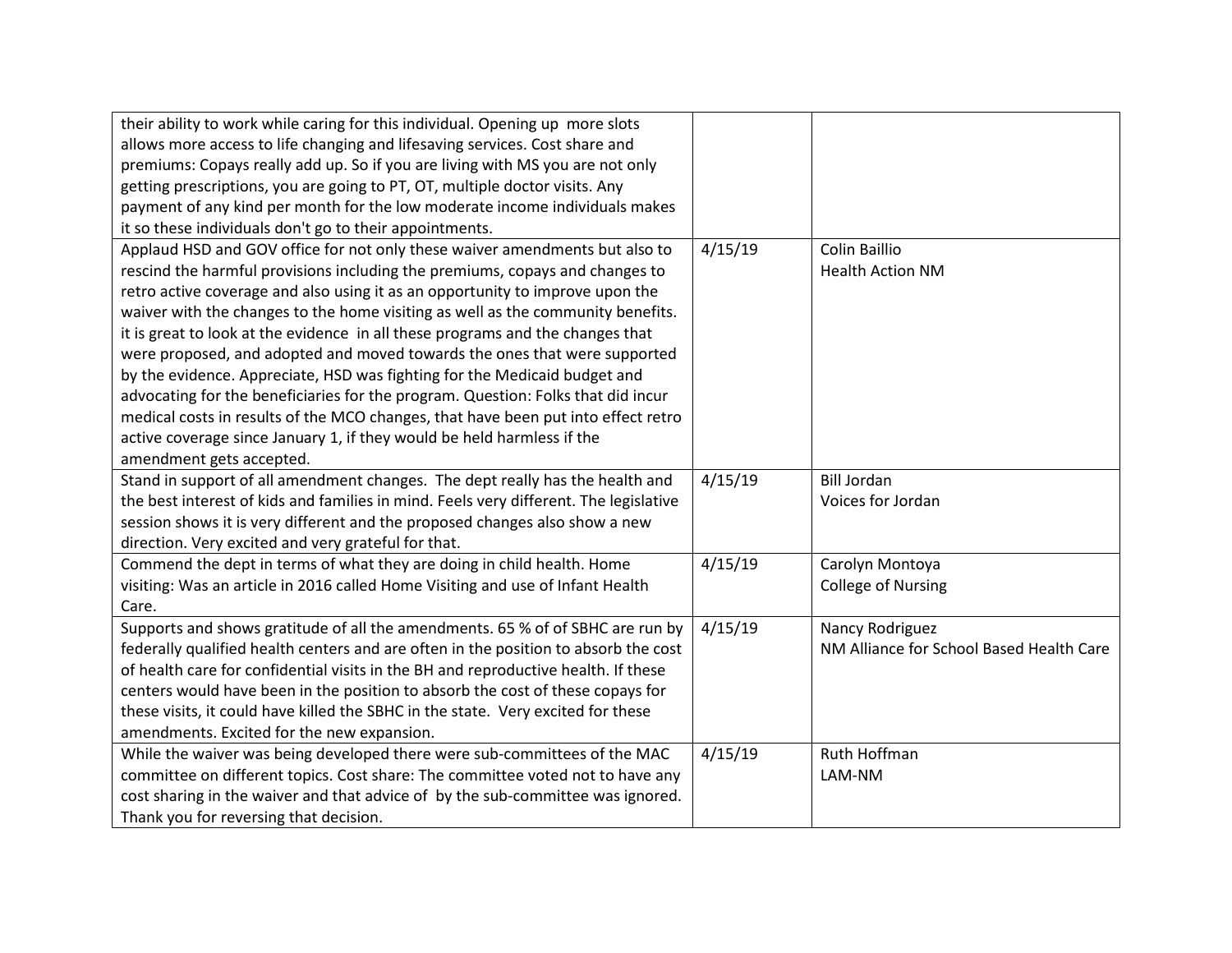| | | |
|---|---|---|
| their ability to work while caring for this individual. Opening up more slots allows more access to life changing and lifesaving services. Cost share and premiums: Copays really add up. So if you are living with MS you are not only getting prescriptions, you are going to PT, OT, multiple doctor visits. Any payment of any kind per month for the low moderate income individuals makes it so these individuals don't go to their appointments. | | |
| Applaud HSD and GOV office for not only these waiver amendments but also to rescind the harmful provisions including the premiums, copays and changes to retro active coverage and also using it as an opportunity to improve upon the waiver with the changes to the home visiting as well as the community benefits. it is great to look at the evidence in all these programs and the changes that were proposed, and adopted and moved towards the ones that were supported by the evidence. Appreciate, HSD was fighting for the Medicaid budget and advocating for the beneficiaries for the program. Question: Folks that did incur medical costs in results of the MCO changes, that have been put into effect retro active coverage since January 1, if they would be held harmless if the amendment gets accepted. | 4/15/19 | Colin Baillio<br>Health Action NM |
| Stand in support of all amendment changes. The dept really has the health and the best interest of kids and families in mind. Feels very different. The legislative session shows it is very different and the proposed changes also show a new direction. Very excited and very grateful for that. | 4/15/19 | Bill Jordan<br>Voices for Jordan |
| Commend the dept in terms of what they are doing in child health. Home visiting: Was an article in 2016 called Home Visiting and use of Infant Health Care. | 4/15/19 | Carolyn Montoya<br>College of Nursing |
| Supports and shows gratitude of all the amendments. 65 % of of SBHC are run by federally qualified health centers and are often in the position to absorb the cost of health care for confidential visits in the BH and reproductive health. If these centers would have been in the position to absorb the cost of these copays for these visits, it could have killed the SBHC in the state. Very excited for these amendments. Excited for the new expansion. | 4/15/19 | Nancy Rodriguez<br>NM Alliance for School Based Health Care |
| While the waiver was being developed there were sub-committees of the MAC committee on different topics. Cost share: The committee voted not to have any cost sharing in the waiver and that advice of by the sub-committee was ignored. Thank you for reversing that decision. | 4/15/19 | Ruth Hoffman<br>LAM-NM |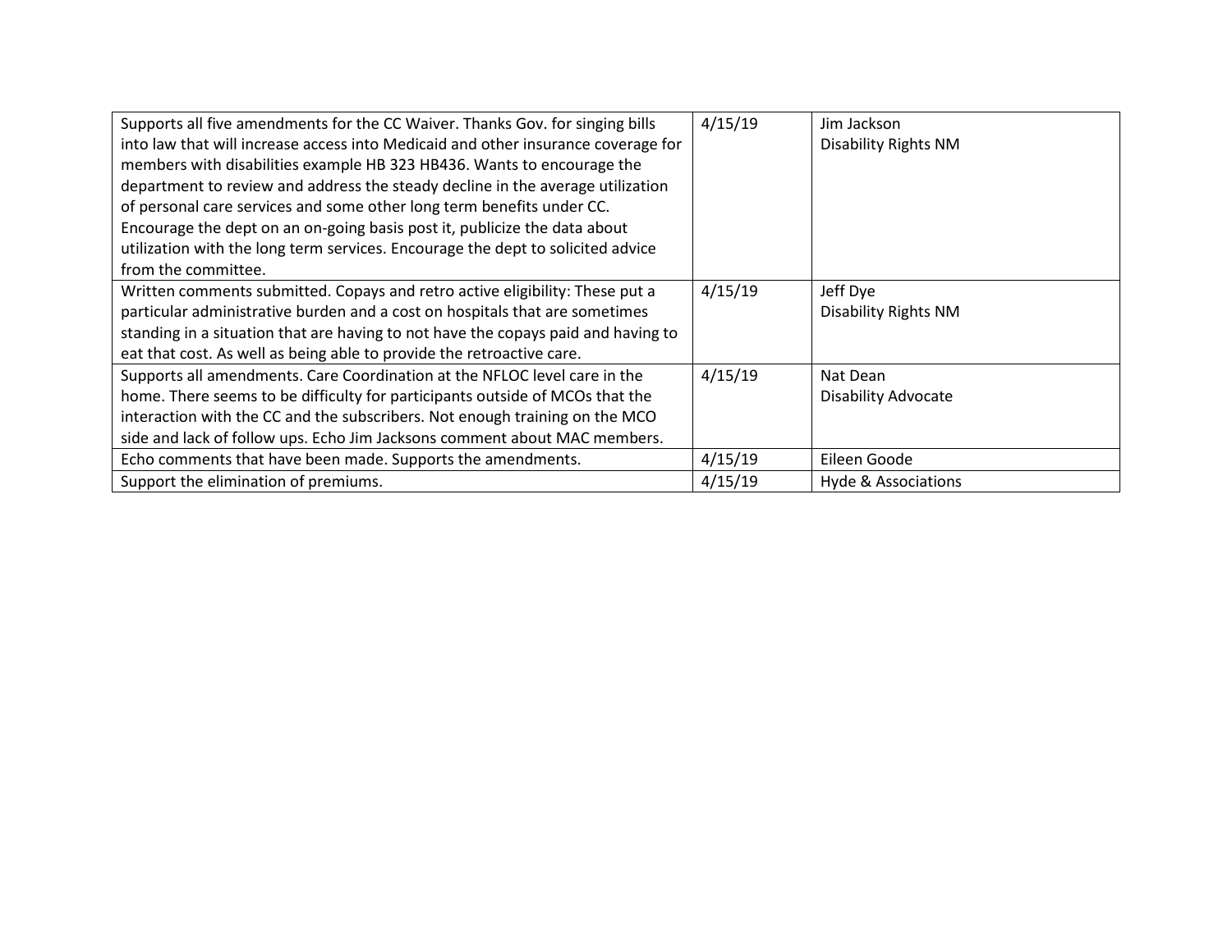| | | |
|---|---|---|
| Supports all five amendments for the CC Waiver. Thanks Gov. for singing bills into law that will increase access into Medicaid and other insurance coverage for members with disabilities example HB 323 HB436. Wants to encourage the department to review and address the steady decline in the average utilization of personal care services and some other long term benefits under CC. Encourage the dept on an on-going basis post it, publicize the data about utilization with the long term services. Encourage the dept to solicited advice from the committee. | 4/15/19 | Jim Jackson<br>Disability Rights NM |
| Written comments submitted. Copays and retro active eligibility: These put a particular administrative burden and a cost on hospitals that are sometimes standing in a situation that are having to not have the copays paid and having to eat that cost. As well as being able to provide the retroactive care. | 4/15/19 | Jeff Dye<br>Disability Rights NM |
| Supports all amendments. Care Coordination at the NFLOC level care in the home. There seems to be difficulty for participants outside of MCOs that the interaction with the CC and the subscribers. Not enough training on the MCO side and lack of follow ups. Echo Jim Jacksons comment about MAC members. | 4/15/19 | Nat Dean<br>Disability Advocate |
| Echo comments that have been made. Supports the amendments. | 4/15/19 | Eileen Goode |
| Support the elimination of premiums. | 4/15/19 | Hyde & Associations |